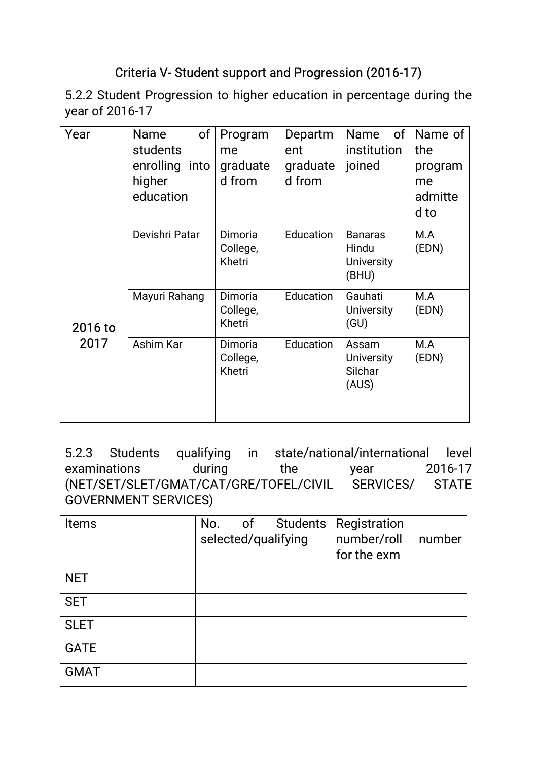## Criteria V- Student support and Progression (2016-17)

5.2.2 Student Progression to higher education in percentage during the year of 2016-17

| Year | Name of students enrolling into higher education | Programme graduated from | Department graduated from | Name of institution joined | Name of the programme admitted to |
|---|---|---|---|---|---|
| 2016 to 2017 | Devishri Patar | Dimoria College, Khetri | Education | Banaras Hindu University (BHU) | M.A (EDN) |
| | Mayuri Rahang | Dimoria College, Khetri | Education | Gauhati University (GU) | M.A (EDN) |
| | Ashim Kar | Dimoria College, Khetri | Education | Assam University Silchar (AUS) | M.A (EDN) |
| | | | | | |

5.2.3 Students qualifying in state/national/international level examinations during the year 2016-17 (NET/SET/SLET/GMAT/CAT/GRE/TOFEL/CIVIL SERVICES/ STATE GOVERNMENT SERVICES)

| Items | No. of Students selected/qualifying | Registration number/roll number for the exm |
|---|---|---|
| NET | | |
| SET | | |
| SLET | | |
| GATE | | |
| GMAT | | |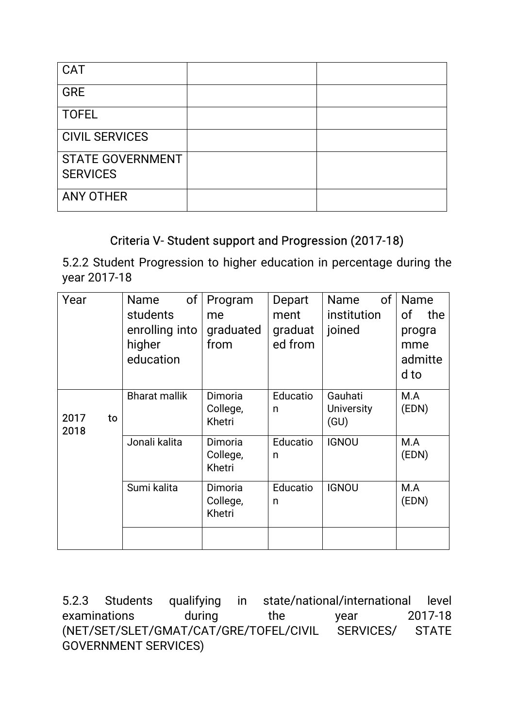| CAT | | |
|---|---|---|
| GRE | | |
| TOFEL | | |
| CIVIL SERVICES | | |
| STATE GOVERNMENT SERVICES | | |
| ANY OTHER | | |

## Criteria V- Student support and Progression (2017-18)

5.2.2 Student Progression to higher education in percentage during the year 2017-18

| Year | Name of students enrolling into higher education | Programme graduated from | Department graduated from | Name of institution joined | Name of the programme admitted to |
|---|---|---|---|---|---|
| 2017 to 2018 | Bharat mallik | Dimoria College, Khetri | Education | Gauhati University (GU) | M.A (EDN) |
| | Jonali kalita | Dimoria College, Khetri | Education | IGNOU | M.A (EDN) |
| | Sumi kalita | Dimoria College, Khetri | Education | IGNOU | M.A (EDN) |
| | | | | | |

5.2.3 Students qualifying in state/national/international level examinations during the year 2017-18 (NET/SET/SLET/GMAT/CAT/GRE/TOFEL/CIVIL SERVICES/ STATE GOVERNMENT SERVICES)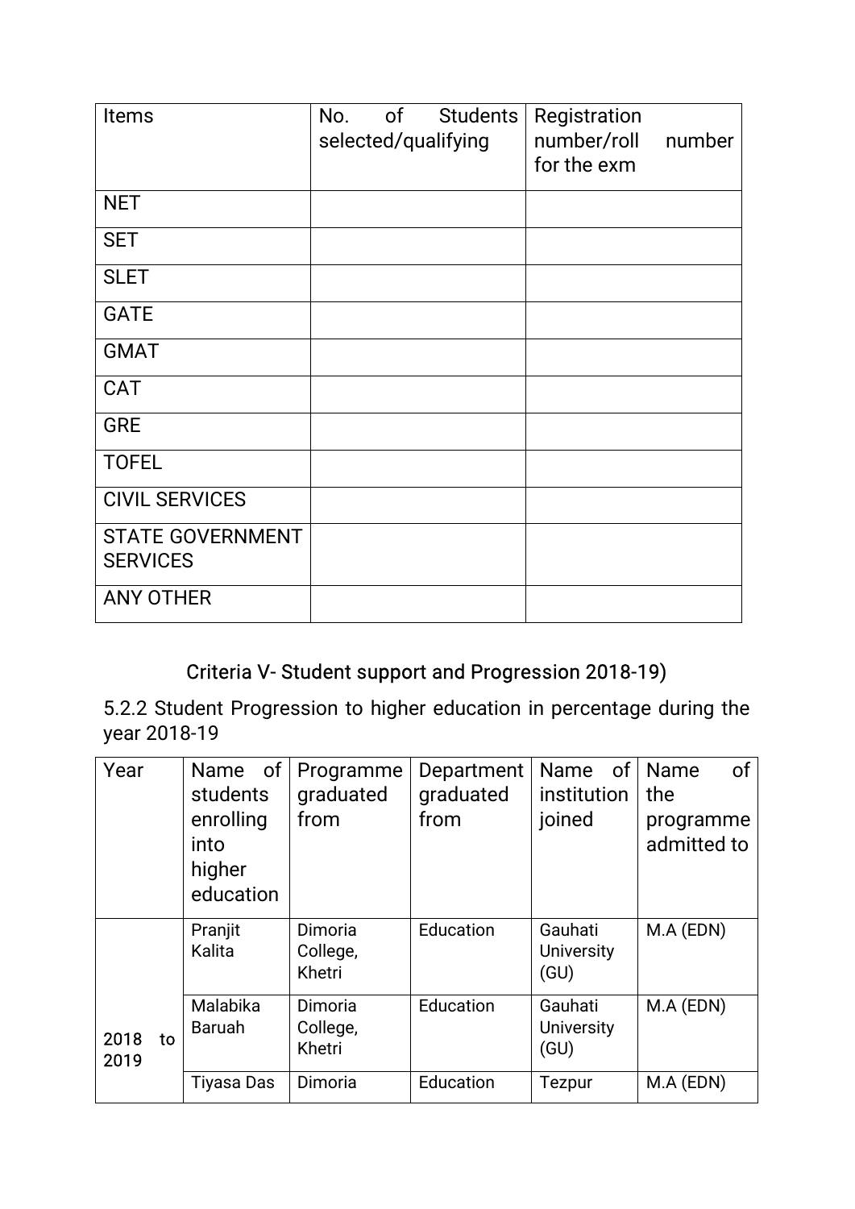| Items | No. of Students selected/qualifying | Registration number/roll number for the exm |
|---|---|---|
| NET | | |
| SET | | |
| SLET | | |
| GATE | | |
| GMAT | | |
| CAT | | |
| GRE | | |
| TOFEL | | |
| CIVIL SERVICES | | |
| STATE GOVERNMENT SERVICES | | |
| ANY OTHER | | |

## Criteria V- Student support and Progression 2018-19)

5.2.2 Student Progression to higher education in percentage during the year 2018-19

| Year | Name of students enrolling into higher education | Programme graduated from | Department graduated from | Name of institution joined | Name of the programme admitted to |
|---|---|---|---|---|---|
| 2018 to 2019 | Pranjit Kalita | Dimoria College, Khetri | Education | Gauhati University (GU) | M.A (EDN) |
| | Malabika Baruah | Dimoria College, Khetri | Education | Gauhati University (GU) | M.A (EDN) |
| | Tiyasa Das | Dimoria | Education | Tezpur | M.A (EDN) |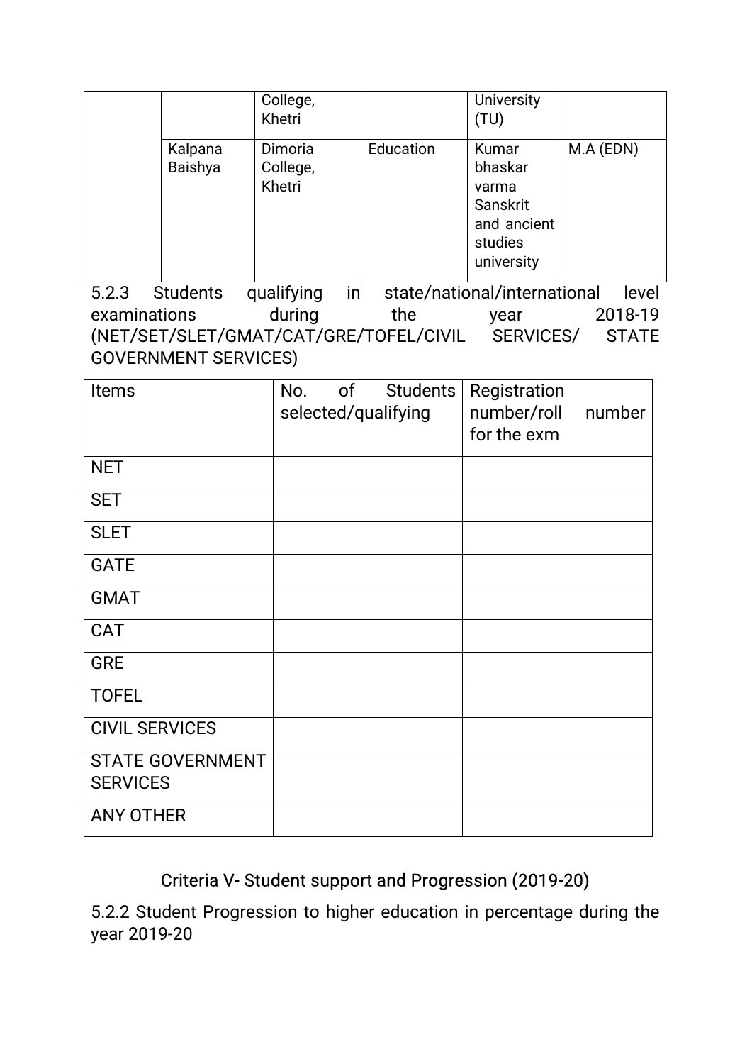|  |  | College, Khetri |  | University (TU) |  |
|---|---|---|---|---|---|
|  | Kalpana Baishya | Dimoria College, Khetri | Education | Kumar bhaskar varma Sanskrit and ancient studies university | M.A (EDN) |

5.2.3 Students qualifying in state/national/international level examinations during the year 2018-19 (NET/SET/SLET/GMAT/CAT/GRE/TOFEL/CIVIL SERVICES/ STATE GOVERNMENT SERVICES)

| Items | No. of Students selected/qualifying | Registration number/roll number for the exm |
|---|---|---|
| NET |  |  |
| SET |  |  |
| SLET |  |  |
| GATE |  |  |
| GMAT |  |  |
| CAT |  |  |
| GRE |  |  |
| TOFEL |  |  |
| CIVIL SERVICES |  |  |
| STATE GOVERNMENT SERVICES |  |  |
| ANY OTHER |  |  |

## Criteria V- Student support and Progression (2019-20)

5.2.2 Student Progression to higher education in percentage during the year 2019-20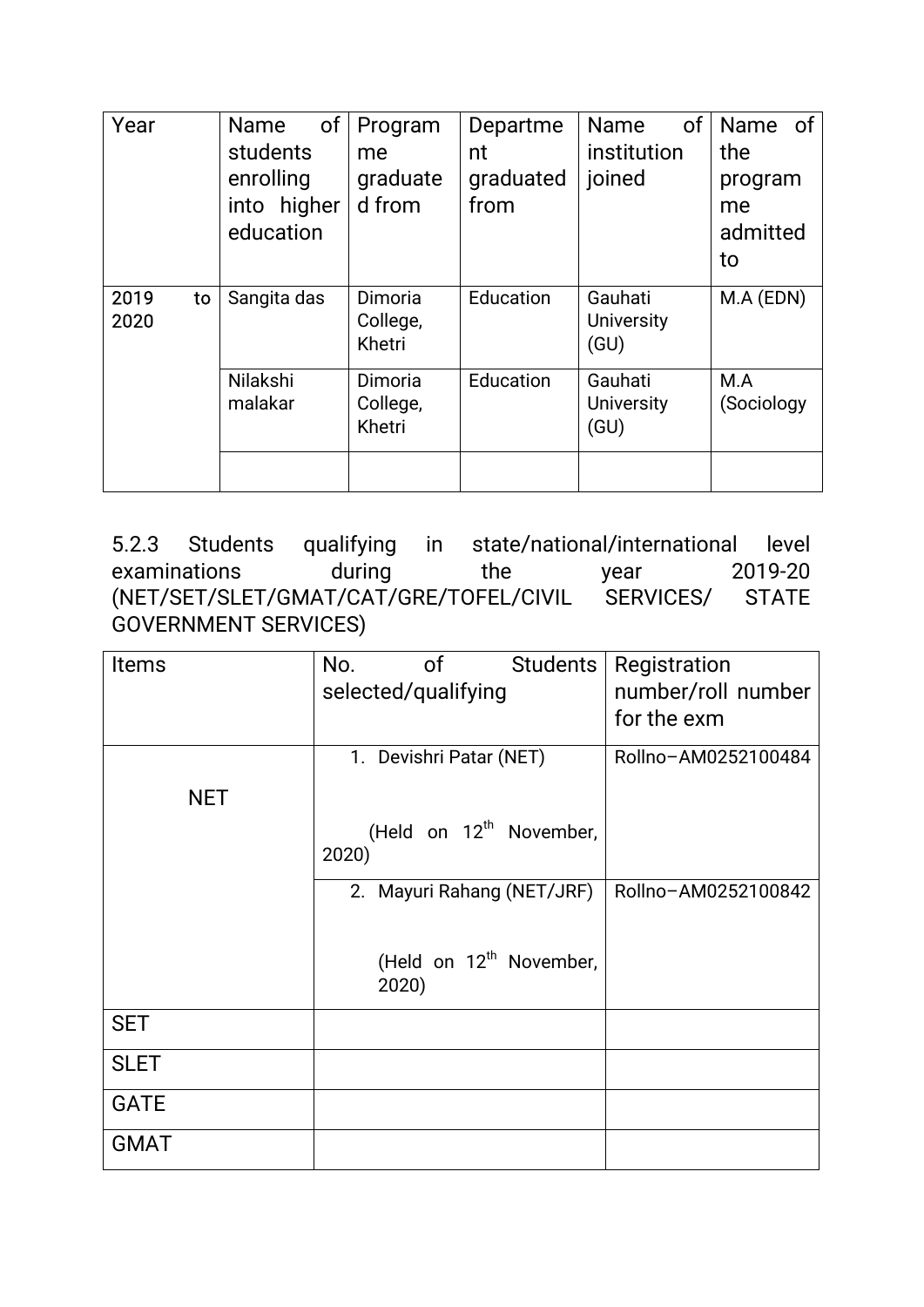| Year | Name of students enrolling into higher education | Programme graduated from | Department graduated from | Name of institution joined | Name of the programme admitted to |
|---|---|---|---|---|---|
| 2019 to 2020 | Sangita das | Dimoria College, Khetri | Education | Gauhati University (GU) | M.A (EDN) |
| | Nilakshi malakar | Dimoria College, Khetri | Education | Gauhati University (GU) | M.A (Sociology |
| | | | | | |

5.2.3 Students qualifying in state/national/international level examinations during the year 2019-20 (NET/SET/SLET/GMAT/CAT/GRE/TOFEL/CIVIL SERVICES/ STATE GOVERNMENT SERVICES)

| Items | No. of Students selected/qualifying | Registration number/roll number for the exm |
|---|---|---|
| NET | 1. Devishri Patar (NET) (Held on 12th November, 2020) | Rollno–AM0252100484 |
| | 2. Mayuri Rahang (NET/JRF) (Held on 12th November, 2020) | Rollno–AM0252100842 |
| SET | | |
| SLET | | |
| GATE | | |
| GMAT | | |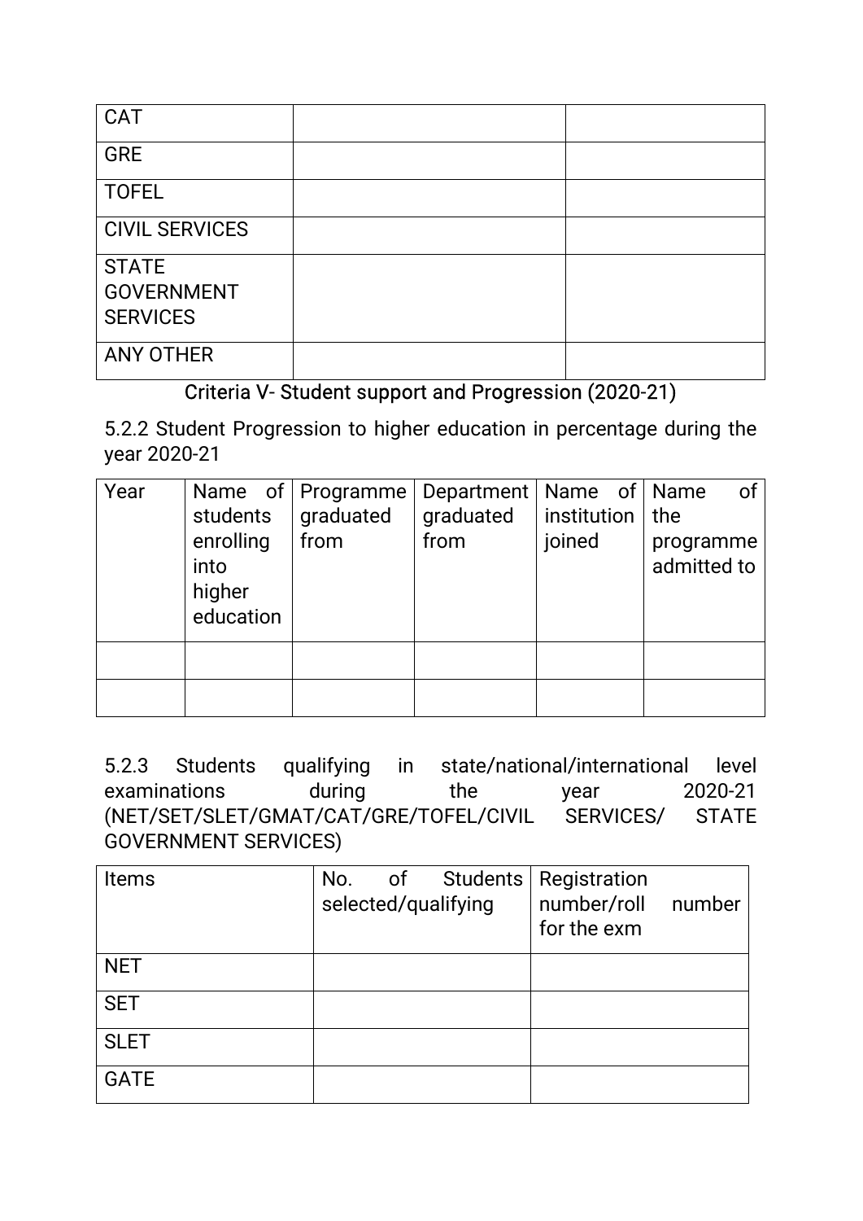| | | |
|---|---|---|
| CAT | | |
| GRE | | |
| TOFEL | | |
| CIVIL SERVICES | | |
| STATE GOVERNMENT SERVICES | | |
| ANY OTHER | | |

## Criteria V- Student support and Progression (2020-21)

5.2.2 Student Progression to higher education in percentage during the year 2020-21

| Year | Name of students enrolling into higher education | Programme graduated from | Department graduated from | Name of institution joined | Name of the programme admitted to |
|---|---|---|---|---|---|
| | | | | | |
| | | | | | |

5.2.3 Students qualifying in state/national/international level examinations during the year 2020-21 (NET/SET/SLET/GMAT/CAT/GRE/TOFEL/CIVIL SERVICES/ STATE GOVERNMENT SERVICES)

| Items | No. of Students selected/qualifying | Registration number/roll number for the exm |
|---|---|---|
| NET | | |
| SET | | |
| SLET | | |
| GATE | | |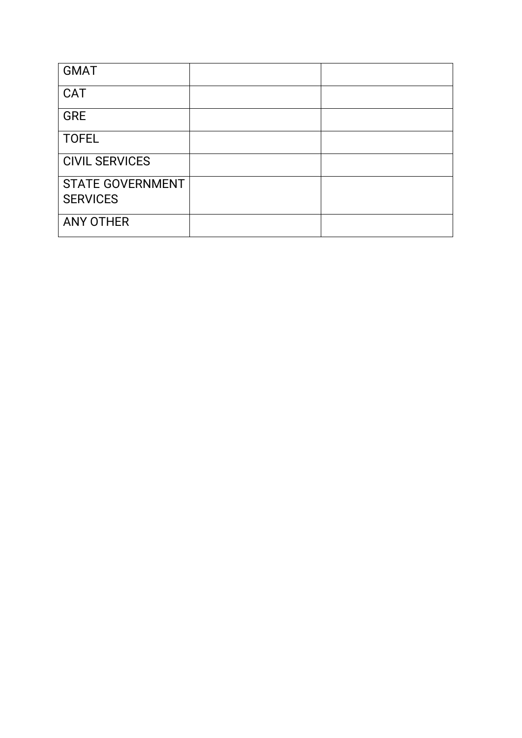| | | |
|---|---|---|
| GMAT | | |
| CAT | | |
| GRE | | |
| TOFEL | | |
| CIVIL SERVICES | | |
| STATE GOVERNMENT SERVICES | | |
| ANY OTHER | | |